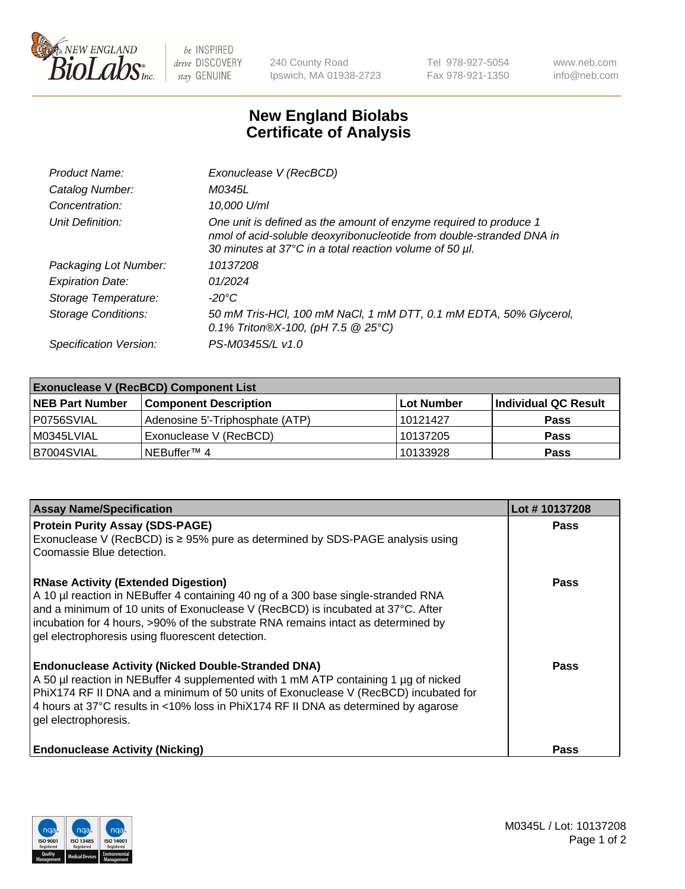240 County Road
Ipswich, MA 01938-2723

Tel 978-927-5054
Fax 978-921-1350

www.neb.com
info@neb.com

# New England Biolabs
# Certificate of Analysis

| | |
|---|---|
| *Product Name:* | *Exonuclease V (RecBCD)* |
| *Catalog Number:* | *M0345L* |
| *Concentration:* | *10,000 U/ml* |
| *Unit Definition:* | *One unit is defined as the amount of enzyme required to produce 1 nmol of acid-soluble deoxyribonucleotide from double-stranded DNA in 30 minutes at 37°C in a total reaction volume of 50 µl.* |
| *Packaging Lot Number:* | *10137208* |
| *Expiration Date:* | *01/2024* |
| *Storage Temperature:* | *-20°C* |
| *Storage Conditions:* | *50 mM Tris-HCl, 100 mM NaCl, 1 mM DTT, 0.1 mM EDTA, 50% Glycerol, 0.1% Triton®X-100, (pH 7.5 @ 25°C)* |
| *Specification Version:* | *PS-M0345S/L v1.0* |

| **Exonuclease V (RecBCD) Component List** | | | |
|---|---|---|---|
| **NEB Part Number** | **Component Description** | **Lot Number** | **Individual QC Result** |
| P0756SVIAL | Adenosine 5'-Triphosphate (ATP) | 10121427 | **Pass** |
| M0345LVIAL | Exonuclease V (RecBCD) | 10137205 | **Pass** |
| B7004SVIAL | NEBuffer™ 4 | 10133928 | **Pass** |

| **Assay Name/Specification** | **Lot # 10137208** |
|---|---|
| **Protein Purity Assay (SDS-PAGE)**<br>Exonuclease V (RecBCD) is ≥ 95% pure as determined by SDS-PAGE analysis using Coomassie Blue detection. | **Pass** |
| **RNase Activity (Extended Digestion)**<br>A 10 µl reaction in NEBuffer 4 containing 40 ng of a 300 base single-stranded RNA and a minimum of 10 units of Exonuclease V (RecBCD) is incubated at 37°C. After incubation for 4 hours, >90% of the substrate RNA remains intact as determined by gel electrophoresis using fluorescent detection. | **Pass** |
| **Endonuclease Activity (Nicked Double-Stranded DNA)**<br>A 50 µl reaction in NEBuffer 4 supplemented with 1 mM ATP containing 1 µg of nicked PhiX174 RF II DNA and a minimum of 50 units of Exonuclease V (RecBCD) incubated for 4 hours at 37°C results in <10% loss in PhiX174 RF II DNA as determined by agarose gel electrophoresis. | **Pass** |
| **Endonuclease Activity (Nicking)** | **Pass** |

M0345L / Lot: 10137208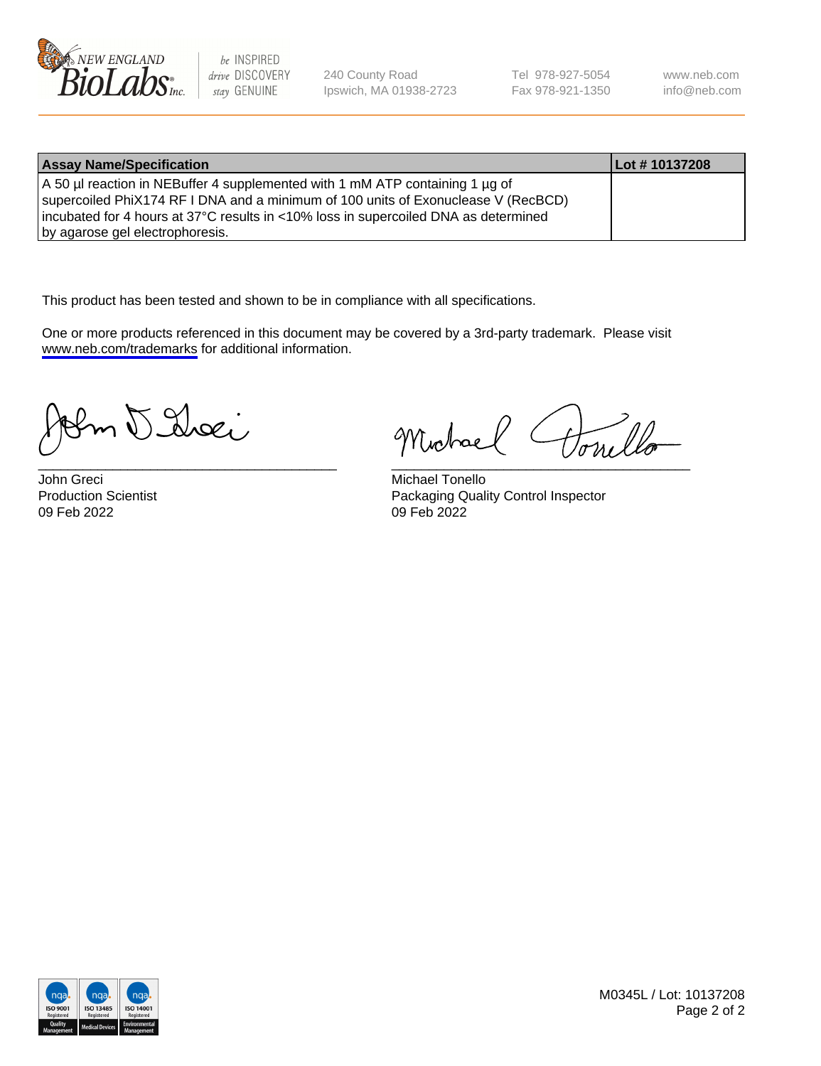| Assay Name/Specification | Lot # 10137208 |
| --- | --- |
| A 50 µl reaction in NEBuffer 4 supplemented with 1 mM ATP containing 1 µg of supercoiled PhiX174 RF I DNA and a minimum of 100 units of Exonuclease V (RecBCD) incubated for 4 hours at 37°C results in <10% loss in supercoiled DNA as determined by agarose gel electrophoresis. | |

This product has been tested and shown to be in compliance with all specifications.

One or more products referenced in this document may be covered by a 3rd-party trademark. Please visit www.neb.com/trademarks for additional information.

John Greci
Production Scientist
09 Feb 2022

Michael Tonello
Packaging Quality Control Inspector
09 Feb 2022

M0345L / Lot: 10137208